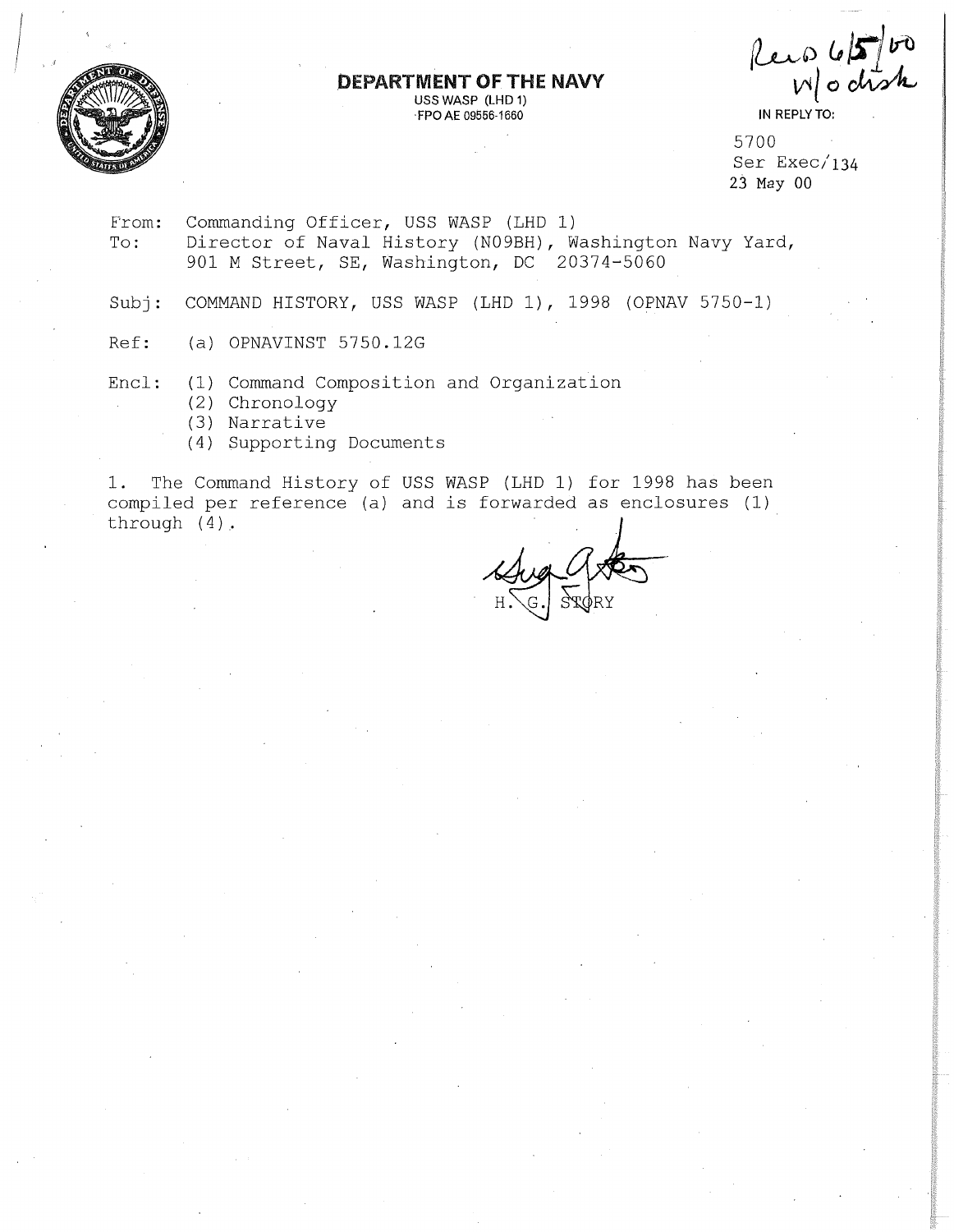**DEPARTMENT OF THE NAVY**
USS WASP (LHD 1)
FPO AE 09556-1660

Recd 6/5/00
w/o disk

IN REPLY TO:

5700
Ser Exec/134
23 May 00

From: Commanding Officer, USS WASP (LHD 1)
To: Director of Naval History (N09BH), Washington Navy Yard, 901 M Street, SE, Washington, DC 20374-5060

Subj: COMMAND HISTORY, USS WASP (LHD 1), 1998 (OPNAV 5750-1)

Ref: (a) OPNAVINST 5750.12G

Encl: (1) Command Composition and Organization
(2) Chronology
(3) Narrative
(4) Supporting Documents

1. The Command History of USS WASP (LHD 1) for 1998 has been compiled per reference (a) and is forwarded as enclosures (1) through (4).

H. G. STORY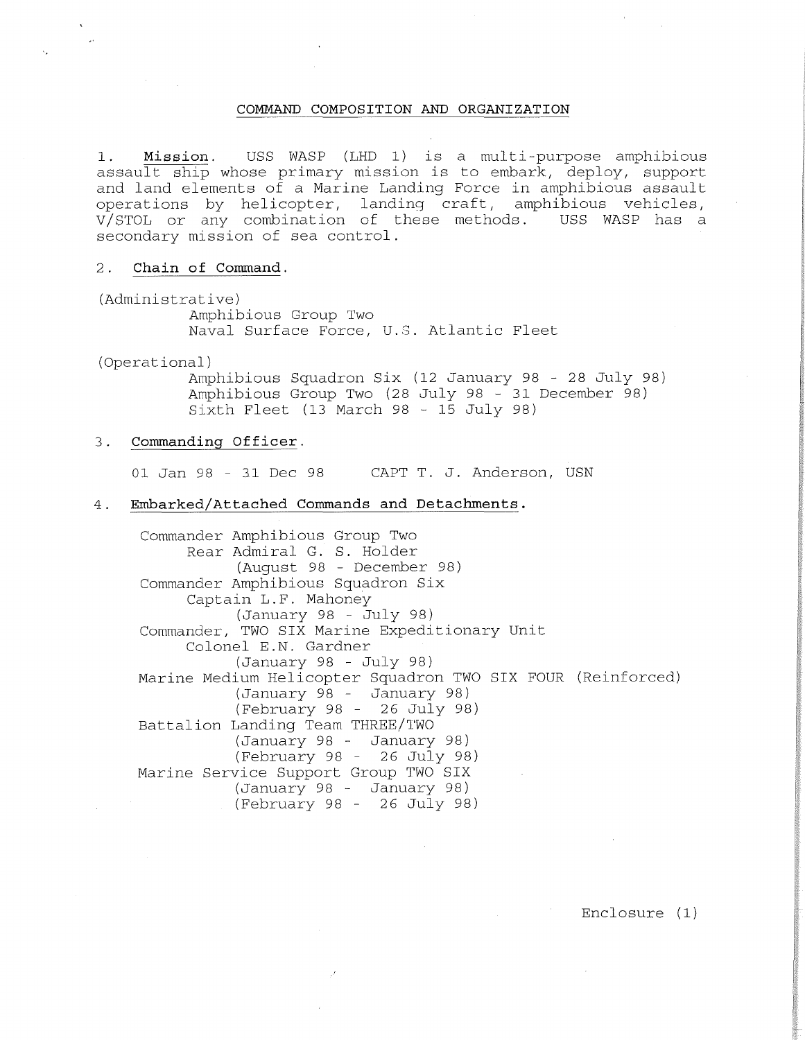## COMMAND COMPOSITION AND ORGANIZATION

1. **Mission**. USS WASP (LHD 1) is a multi-purpose amphibious assault ship whose primary mission is to embark, deploy, support and land elements of a Marine Landing Force in amphibious assault operations by helicopter, landing craft, amphibious vehicles, V/STOL or any combination of these methods. USS WASP has a secondary mission of sea control.

2. **Chain of Command**.

(Administrative)
Amphibious Group Two
Naval Surface Force, U.S. Atlantic Fleet

(Operational)
Amphibious Squadron Six (12 January 98 - 28 July 98)
Amphibious Group Two (28 July 98 - 31 December 98)
Sixth Fleet (13 March 98 - 15 July 98)

3. **Commanding Officer**.

01 Jan 98 - 31 Dec 98 CAPT T. J. Anderson, USN

4. **Embarked/Attached Commands and Detachments**.

Commander Amphibious Group Two
Rear Admiral G. S. Holder
(August 98 - December 98)

Commander Amphibious Squadron Six
Captain L.F. Mahoney
(January 98 - July 98)

Commander, TWO SIX Marine Expeditionary Unit
Colonel E.N. Gardner
(January 98 - July 98)

Marine Medium Helicopter Squadron TWO SIX FOUR (Reinforced)
(January 98 - January 98)
(February 98 - 26 July 98)

Battalion Landing Team THREE/TWO
(January 98 - January 98)
(February 98 - 26 July 98)

Marine Service Support Group TWO SIX
(January 98 - January 98)
(February 98 - 26 July 98)

Enclosure (1)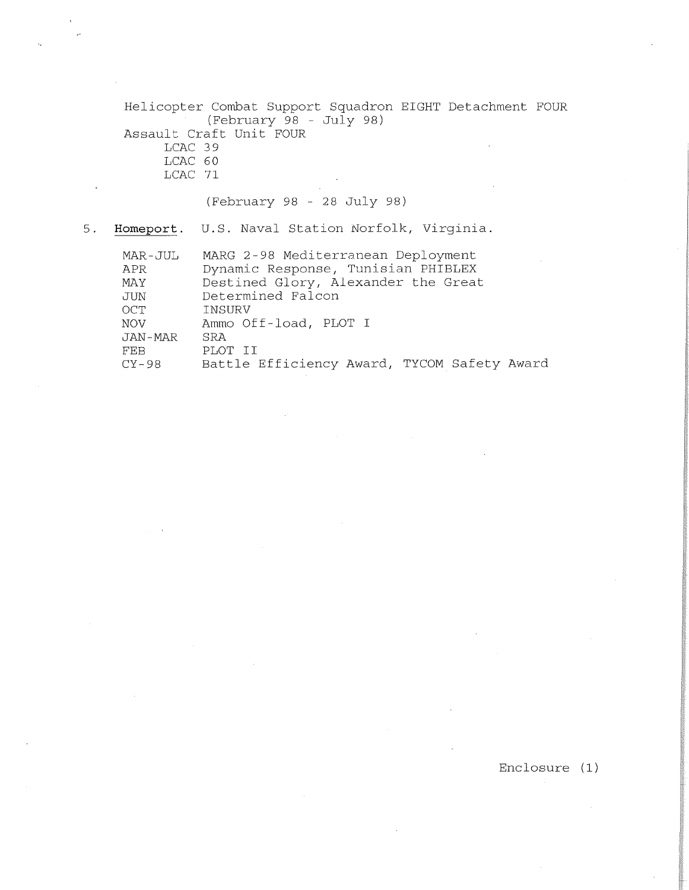Helicopter Combat Support Squadron EIGHT Detachment FOUR
(February 98 - July 98)

Assault Craft Unit FOUR

- LCAC 39
- LCAC 60
- LCAC 71

(February 98 - 28 July 98)

5. **Homeport**. U.S. Naval Station Norfolk, Virginia.

| | |
|---|---|
| MAR-JUL | MARG 2-98 Mediterranean Deployment |
| APR | Dynamic Response, Tunisian PHIBLEX |
| MAY | Destined Glory, Alexander the Great |
| JUN | Determined Falcon |
| OCT | INSURV |
| NOV | Ammo Off-load, PLOT I |
| JAN-MAR | SRA |
| FEB | PLOT II |
| CY-98 | Battle Efficiency Award, TYCOM Safety Award |

Enclosure (1)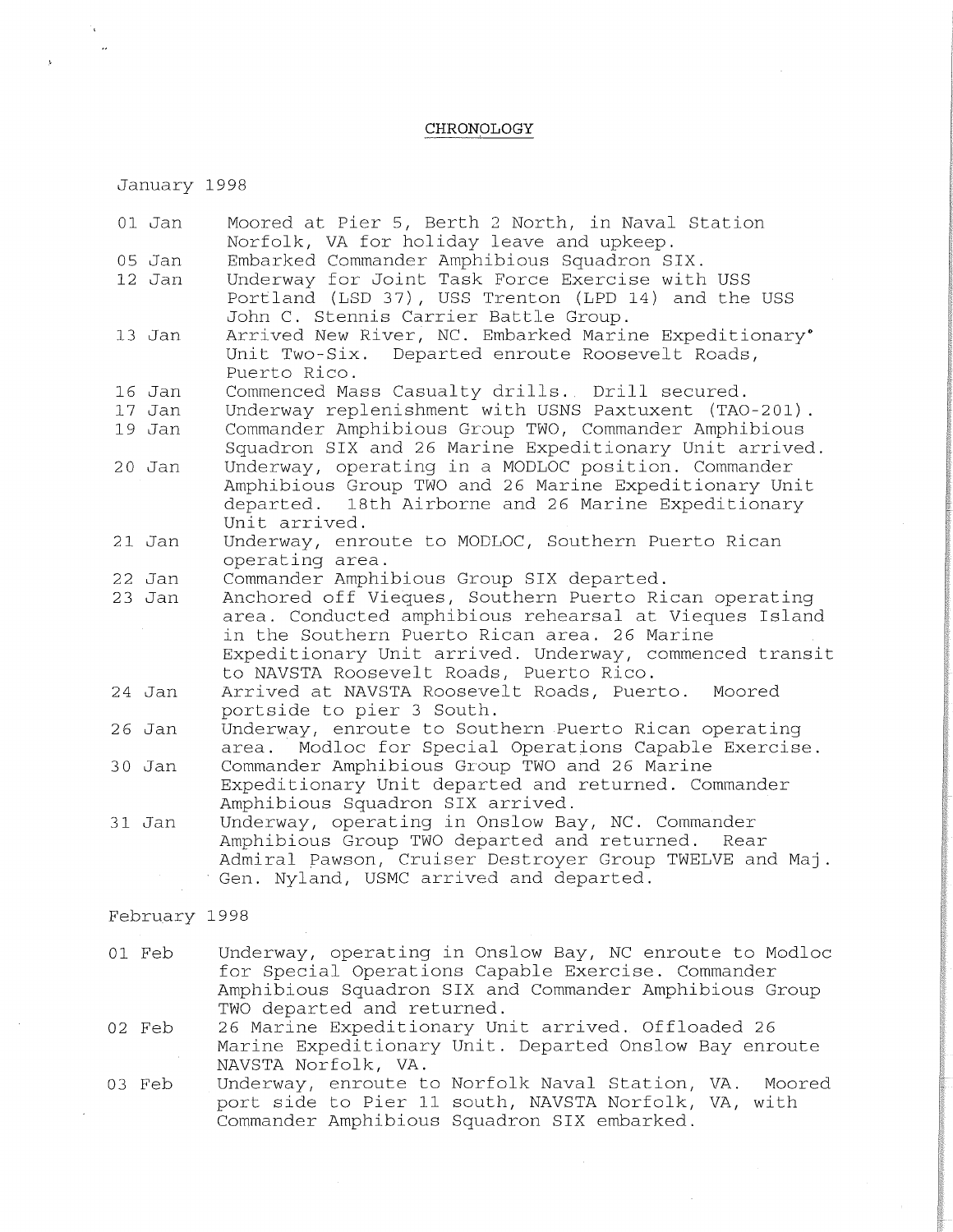# CHRONOLOGY

January 1998

| | |
|---|---|
| 01 Jan | Moored at Pier 5, Berth 2 North, in Naval Station Norfolk, VA for holiday leave and upkeep. |
| 05 Jan | Embarked Commander Amphibious Squadron SIX. |
| 12 Jan | Underway for Joint Task Force Exercise with USS Portland (LSD 37), USS Trenton (LPD 14) and the USS John C. Stennis Carrier Battle Group. |
| 13 Jan | Arrived New River, NC. Embarked Marine Expeditionary Unit Two-Six. Departed enroute Roosevelt Roads, Puerto Rico. |
| 16 Jan | Commenced Mass Casualty drills. Drill secured. |
| 17 Jan | Underway replenishment with USNS Paxtuxent (TAO-201). |
| 19 Jan | Commander Amphibious Group TWO, Commander Amphibious Squadron SIX and 26 Marine Expeditionary Unit arrived. |
| 20 Jan | Underway, operating in a MODLOC position. Commander Amphibious Group TWO and 26 Marine Expeditionary Unit departed. 18th Airborne and 26 Marine Expeditionary Unit arrived. |
| 21 Jan | Underway, enroute to MODLOC, Southern Puerto Rican operating area. |
| 22 Jan | Commander Amphibious Group SIX departed. |
| 23 Jan | Anchored off Vieques, Southern Puerto Rican operating area. Conducted amphibious rehearsal at Vieques Island in the Southern Puerto Rican area. 26 Marine Expeditionary Unit arrived. Underway, commenced transit to NAVSTA Roosevelt Roads, Puerto Rico. |
| 24 Jan | Arrived at NAVSTA Roosevelt Roads, Puerto. Moored portside to pier 3 South. |
| 26 Jan | Underway, enroute to Southern Puerto Rican operating area. Modloc for Special Operations Capable Exercise. |
| 30 Jan | Commander Amphibious Group TWO and 26 Marine Expeditionary Unit departed and returned. Commander Amphibious Squadron SIX arrived. |
| 31 Jan | Underway, operating in Onslow Bay, NC. Commander Amphibious Group TWO departed and returned. Rear Admiral Pawson, Cruiser Destroyer Group TWELVE and Maj. Gen. Nyland, USMC arrived and departed. |

February 1998

| | |
|---|---|
| 01 Feb | Underway, operating in Onslow Bay, NC enroute to Modloc for Special Operations Capable Exercise. Commander Amphibious Squadron SIX and Commander Amphibious Group TWO departed and returned. |
| 02 Feb | 26 Marine Expeditionary Unit arrived. Offloaded 26 Marine Expeditionary Unit. Departed Onslow Bay enroute NAVSTA Norfolk, VA. |
| 03 Feb | Underway, enroute to Norfolk Naval Station, VA. Moored port side to Pier 11 south, NAVSTA Norfolk, VA, with Commander Amphibious Squadron SIX embarked. |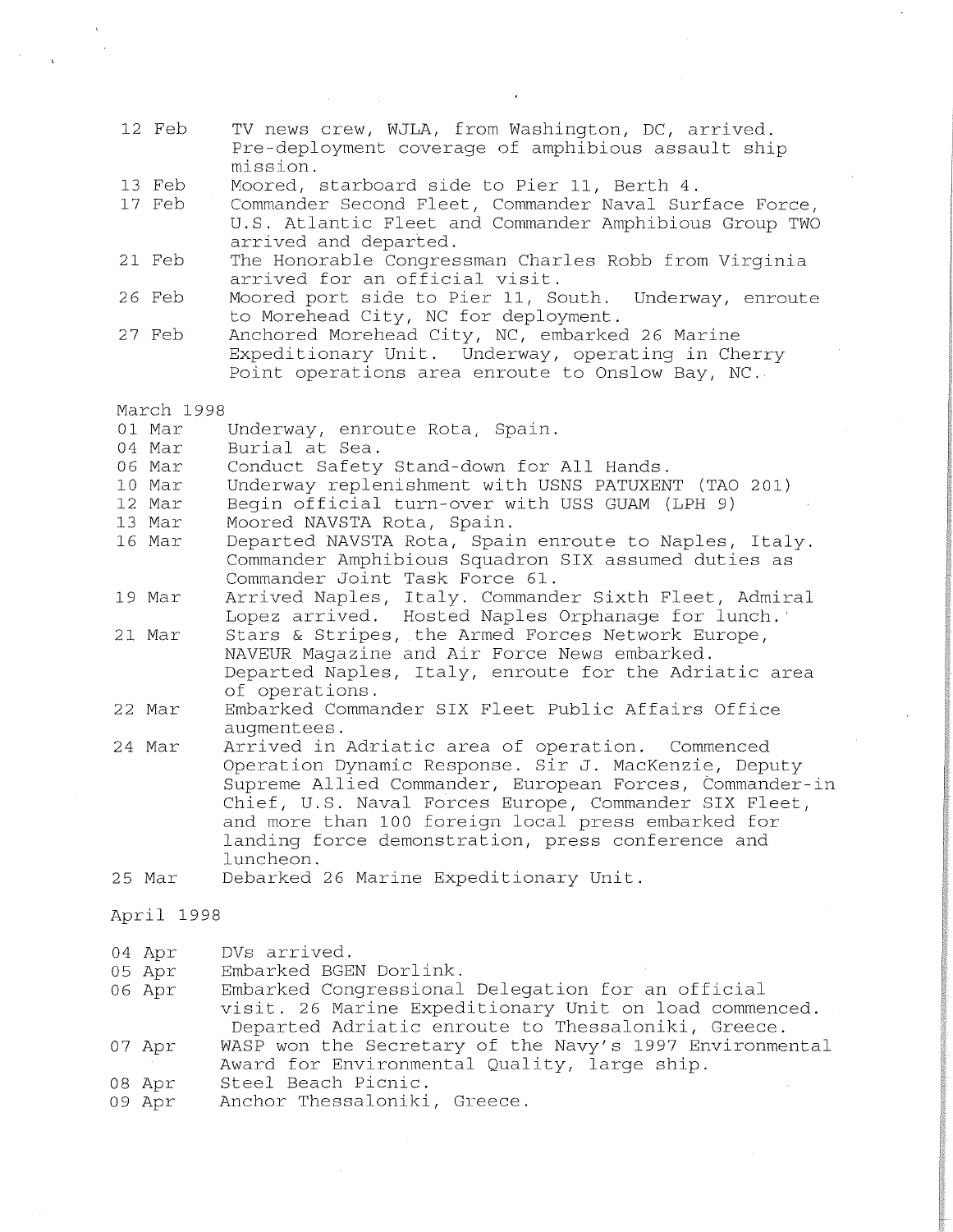| | |
|---|---|
| 12 Feb | TV news crew, WJLA, from Washington, DC, arrived. Pre-deployment coverage of amphibious assault ship mission. |
| 13 Feb | Moored, starboard side to Pier 11, Berth 4. |
| 17 Feb | Commander Second Fleet, Commander Naval Surface Force, U.S. Atlantic Fleet and Commander Amphibious Group TWO arrived and departed. |
| 21 Feb | The Honorable Congressman Charles Robb from Virginia arrived for an official visit. |
| 26 Feb | Moored port side to Pier 11, South. Underway, enroute to Morehead City, NC for deployment. |
| 27 Feb | Anchored Morehead City, NC, embarked 26 Marine Expeditionary Unit. Underway, operating in Cherry Point operations area enroute to Onslow Bay, NC. |

March 1998

| | |
|---|---|
| 01 Mar | Underway, enroute Rota, Spain. |
| 04 Mar | Burial at Sea. |
| 06 Mar | Conduct Safety Stand-down for All Hands. |
| 10 Mar | Underway replenishment with USNS PATUXENT (TAO 201) |
| 12 Mar | Begin official turn-over with USS GUAM (LPH 9) |
| 13 Mar | Moored NAVSTA Rota, Spain. |
| 16 Mar | Departed NAVSTA Rota, Spain enroute to Naples, Italy. Commander Amphibious Squadron SIX assumed duties as Commander Joint Task Force 61. |
| 19 Mar | Arrived Naples, Italy. Commander Sixth Fleet, Admiral Lopez arrived. Hosted Naples Orphanage for lunch. |
| 21 Mar | Stars & Stripes, the Armed Forces Network Europe, NAVEUR Magazine and Air Force News embarked. Departed Naples, Italy, enroute for the Adriatic area of operations. |
| 22 Mar | Embarked Commander SIX Fleet Public Affairs Office augmentees. |
| 24 Mar | Arrived in Adriatic area of operation. Commenced Operation Dynamic Response. Sir J. MacKenzie, Deputy Supreme Allied Commander, European Forces, Commander-in Chief, U.S. Naval Forces Europe, Commander SIX Fleet, and more than 100 foreign local press embarked for landing force demonstration, press conference and luncheon. |
| 25 Mar | Debarked 26 Marine Expeditionary Unit. |

April 1998

| | |
|---|---|
| 04 Apr | DVs arrived. |
| 05 Apr | Embarked BGEN Dorlink. |
| 06 Apr | Embarked Congressional Delegation for an official visit. 26 Marine Expeditionary Unit on load commenced. Departed Adriatic enroute to Thessaloniki, Greece. |
| 07 Apr | WASP won the Secretary of the Navy's 1997 Environmental Award for Environmental Quality, large ship. |
| 08 Apr | Steel Beach Picnic. |
| 09 Apr | Anchor Thessaloniki, Greece. |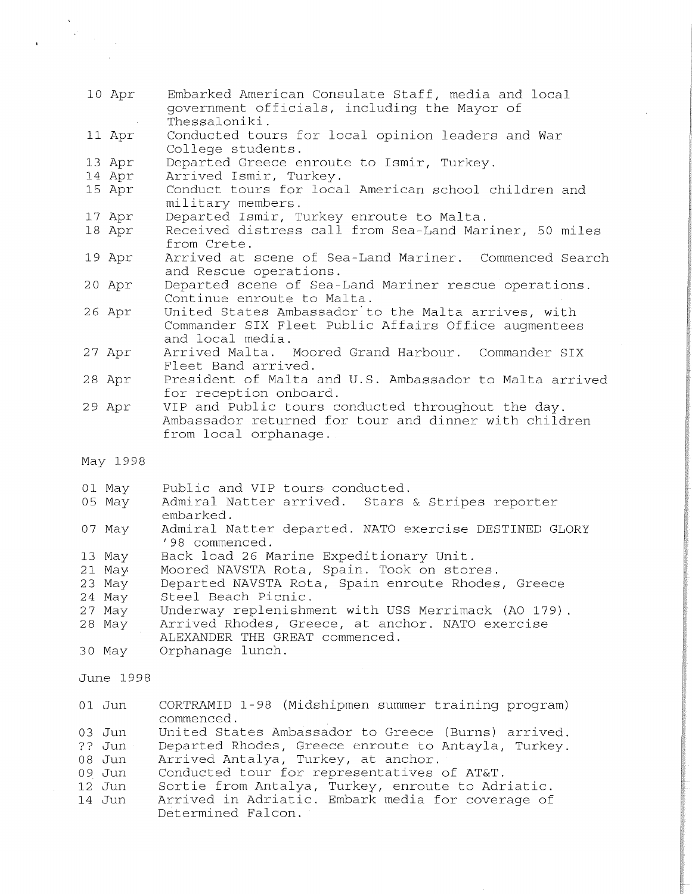| | |
|---|---|
| 10 Apr | Embarked American Consulate Staff, media and local government officials, including the Mayor of Thessaloniki. |
| 11 Apr | Conducted tours for local opinion leaders and War College students. |
| 13 Apr | Departed Greece enroute to Ismir, Turkey. |
| 14 Apr | Arrived Ismir, Turkey. |
| 15 Apr | Conduct tours for local American school children and military members. |
| 17 Apr | Departed Ismir, Turkey enroute to Malta. |
| 18 Apr | Received distress call from Sea-Land Mariner, 50 miles from Crete. |
| 19 Apr | Arrived at scene of Sea-Land Mariner. Commenced Search and Rescue operations. |
| 20 Apr | Departed scene of Sea-Land Mariner rescue operations. Continue enroute to Malta. |
| 26 Apr | United States Ambassador to the Malta arrives, with Commander SIX Fleet Public Affairs Office augmentees and local media. |
| 27 Apr | Arrived Malta. Moored Grand Harbour. Commander SIX Fleet Band arrived. |
| 28 Apr | President of Malta and U.S. Ambassador to Malta arrived for reception onboard. |
| 29 Apr | VIP and Public tours conducted throughout the day. Ambassador returned for tour and dinner with children from local orphanage. |

May 1998

| | |
|---|---|
| 01 May | Public and VIP tours conducted. |
| 05 May | Admiral Natter arrived. Stars & Stripes reporter embarked. |
| 07 May | Admiral Natter departed. NATO exercise DESTINED GLORY '98 commenced. |
| 13 May | Back load 26 Marine Expeditionary Unit. |
| 21 May | Moored NAVSTA Rota, Spain. Took on stores. |
| 23 May | Departed NAVSTA Rota, Spain enroute Rhodes, Greece |
| 24 May | Steel Beach Picnic. |
| 27 May | Underway replenishment with USS Merrimack (AO 179). |
| 28 May | Arrived Rhodes, Greece, at anchor. NATO exercise ALEXANDER THE GREAT commenced. |
| 30 May | Orphanage lunch. |

June 1998

| | |
|---|---|
| 01 Jun | CORTRAMID 1-98 (Midshipmen summer training program) commenced. |
| 03 Jun | United States Ambassador to Greece (Burns) arrived. |
| ?? Jun | Departed Rhodes, Greece enroute to Antayla, Turkey. |
| 08 Jun | Arrived Antalya, Turkey, at anchor. |
| 09 Jun | Conducted tour for representatives of AT&T. |
| 12 Jun | Sortie from Antalya, Turkey, enroute to Adriatic. |
| 14 Jun | Arrived in Adriatic. Embark media for coverage of Determined Falcon. |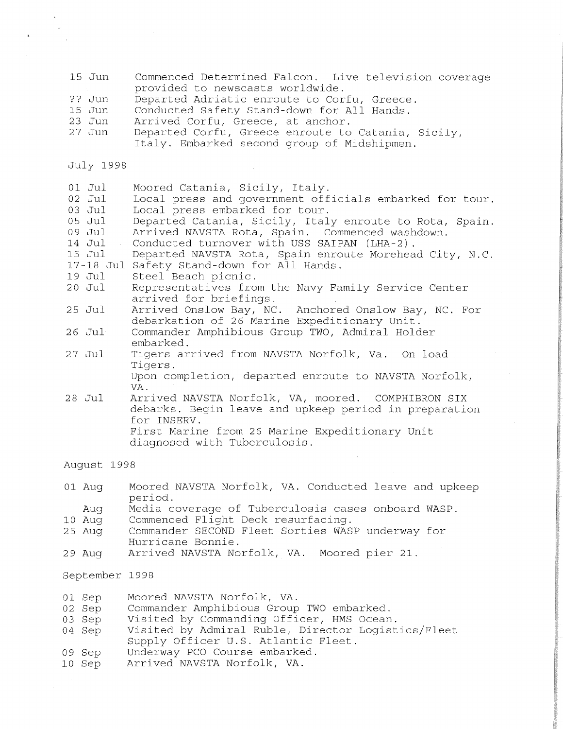| | |
|---|---|
| 15 Jun | Commenced Determined Falcon. Live television coverage provided to newscasts worldwide. |
| ?? Jun | Departed Adriatic enroute to Corfu, Greece. |
| 15 Jun | Conducted Safety Stand-down for All Hands. |
| 23 Jun | Arrived Corfu, Greece, at anchor. |
| 27 Jun | Departed Corfu, Greece enroute to Catania, Sicily, Italy. Embarked second group of Midshipmen. |

July 1998

| | |
|---|---|
| 01 Jul | Moored Catania, Sicily, Italy. |
| 02 Jul | Local press and government officials embarked for tour. |
| 03 Jul | Local press embarked for tour. |
| 05 Jul | Departed Catania, Sicily, Italy enroute to Rota, Spain. |
| 09 Jul | Arrived NAVSTA Rota, Spain. Commenced washdown. |
| 14 Jul | Conducted turnover with USS SAIPAN (LHA-2). |
| 15 Jul | Departed NAVSTA Rota, Spain enroute Morehead City, N.C. |
| 17-18 Jul | Safety Stand-down for All Hands. |
| 19 Jul | Steel Beach picnic. |
| 20 Jul | Representatives from the Navy Family Service Center arrived for briefings. |
| 25 Jul | Arrived Onslow Bay, NC. Anchored Onslow Bay, NC. For debarkation of 26 Marine Expeditionary Unit. |
| 26 Jul | Commander Amphibious Group TWO, Admiral Holder embarked. |
| 27 Jul | Tigers arrived from NAVSTA Norfolk, Va. On load Tigers. Upon completion, departed enroute to NAVSTA Norfolk, VA. |
| 28 Jul | Arrived NAVSTA Norfolk, VA, moored. COMPHIBRON SIX debarks. Begin leave and upkeep period in preparation for INSERV. First Marine from 26 Marine Expeditionary Unit diagnosed with Tuberculosis. |

August 1998

| | |
|---|---|
| 01 Aug | Moored NAVSTA Norfolk, VA. Conducted leave and upkeep period. |
| Aug | Media coverage of Tuberculosis cases onboard WASP. |
| 10 Aug | Commenced Flight Deck resurfacing. |
| 25 Aug | Commander SECOND Fleet Sorties WASP underway for Hurricane Bonnie. |
| 29 Aug | Arrived NAVSTA Norfolk, VA. Moored pier 21. |

September 1998

| | |
|---|---|
| 01 Sep | Moored NAVSTA Norfolk, VA. |
| 02 Sep | Commander Amphibious Group TWO embarked. |
| 03 Sep | Visited by Commanding Officer, HMS Ocean. |
| 04 Sep | Visited by Admiral Ruble, Director Logistics/Fleet Supply Officer U.S. Atlantic Fleet. |
| 09 Sep | Underway PCO Course embarked. |
| 10 Sep | Arrived NAVSTA Norfolk, VA. |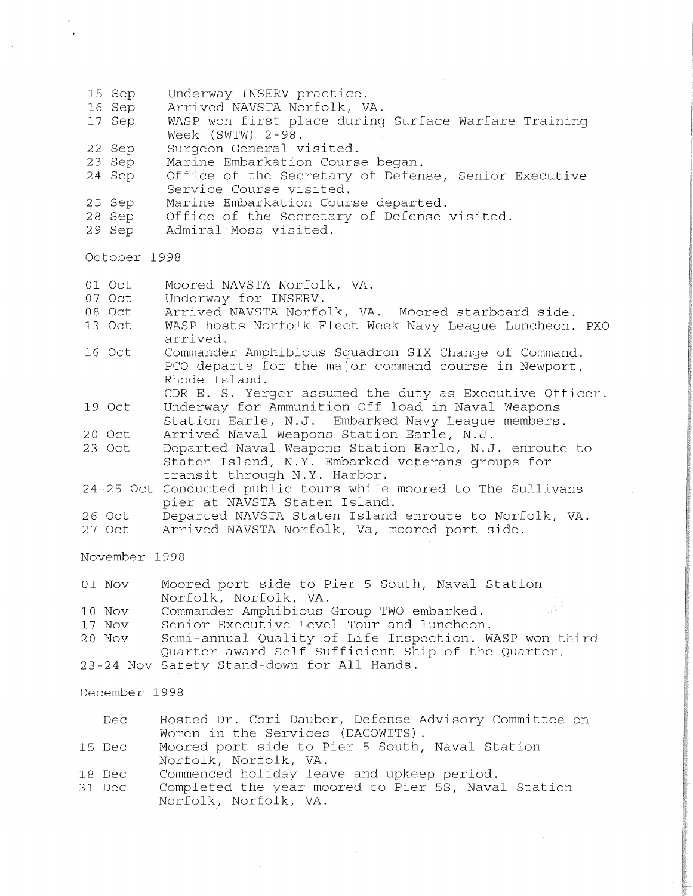| | |
|---|---|
| 15 Sep | Underway INSERV practice. |
| 16 Sep | Arrived NAVSTA Norfolk, VA. |
| 17 Sep | WASP won first place during Surface Warfare Training Week (SWTW) 2-98. |
| 22 Sep | Surgeon General visited. |
| 23 Sep | Marine Embarkation Course began. |
| 24 Sep | Office of the Secretary of Defense, Senior Executive Service Course visited. |
| 25 Sep | Marine Embarkation Course departed. |
| 28 Sep | Office of the Secretary of Defense visited. |
| 29 Sep | Admiral Moss visited. |

October 1998

| | |
|---|---|
| 01 Oct | Moored NAVSTA Norfolk, VA. |
| 07 Oct | Underway for INSERV. |
| 08 Oct | Arrived NAVSTA Norfolk, VA. Moored starboard side. |
| 13 Oct | WASP hosts Norfolk Fleet Week Navy League Luncheon. PXO arrived. |
| 16 Oct | Commander Amphibious Squadron SIX Change of Command. PCO departs for the major command course in Newport, Rhode Island. CDR E. S. Yerger assumed the duty as Executive Officer. |
| 19 Oct | Underway for Ammunition Off load in Naval Weapons Station Earle, N.J. Embarked Navy League members. |
| 20 Oct | Arrived Naval Weapons Station Earle, N.J. |
| 23 Oct | Departed Naval Weapons Station Earle, N.J. enroute to Staten Island, N.Y. Embarked veterans groups for transit through N.Y. Harbor. |
| 24-25 Oct | Conducted public tours while moored to The Sullivans pier at NAVSTA Staten Island. |
| 26 Oct | Departed NAVSTA Staten Island enroute to Norfolk, VA. |
| 27 Oct | Arrived NAVSTA Norfolk, Va, moored port side. |

November 1998

| | |
|---|---|
| 01 Nov | Moored port side to Pier 5 South, Naval Station Norfolk, Norfolk, VA. |
| 10 Nov | Commander Amphibious Group TWO embarked. |
| 17 Nov | Senior Executive Level Tour and luncheon. |
| 20 Nov | Semi-annual Quality of Life Inspection. WASP won third Quarter award Self-Sufficient Ship of the Quarter. |
| 23-24 Nov | Safety Stand-down for All Hands. |

December 1998

| | |
|---|---|
| Dec | Hosted Dr. Cori Dauber, Defense Advisory Committee on Women in the Services (DACOWITS). |
| 15 Dec | Moored port side to Pier 5 South, Naval Station Norfolk, Norfolk, VA. |
| 18 Dec | Commenced holiday leave and upkeep period. |
| 31 Dec | Completed the year moored to Pier 5S, Naval Station Norfolk, Norfolk, VA. |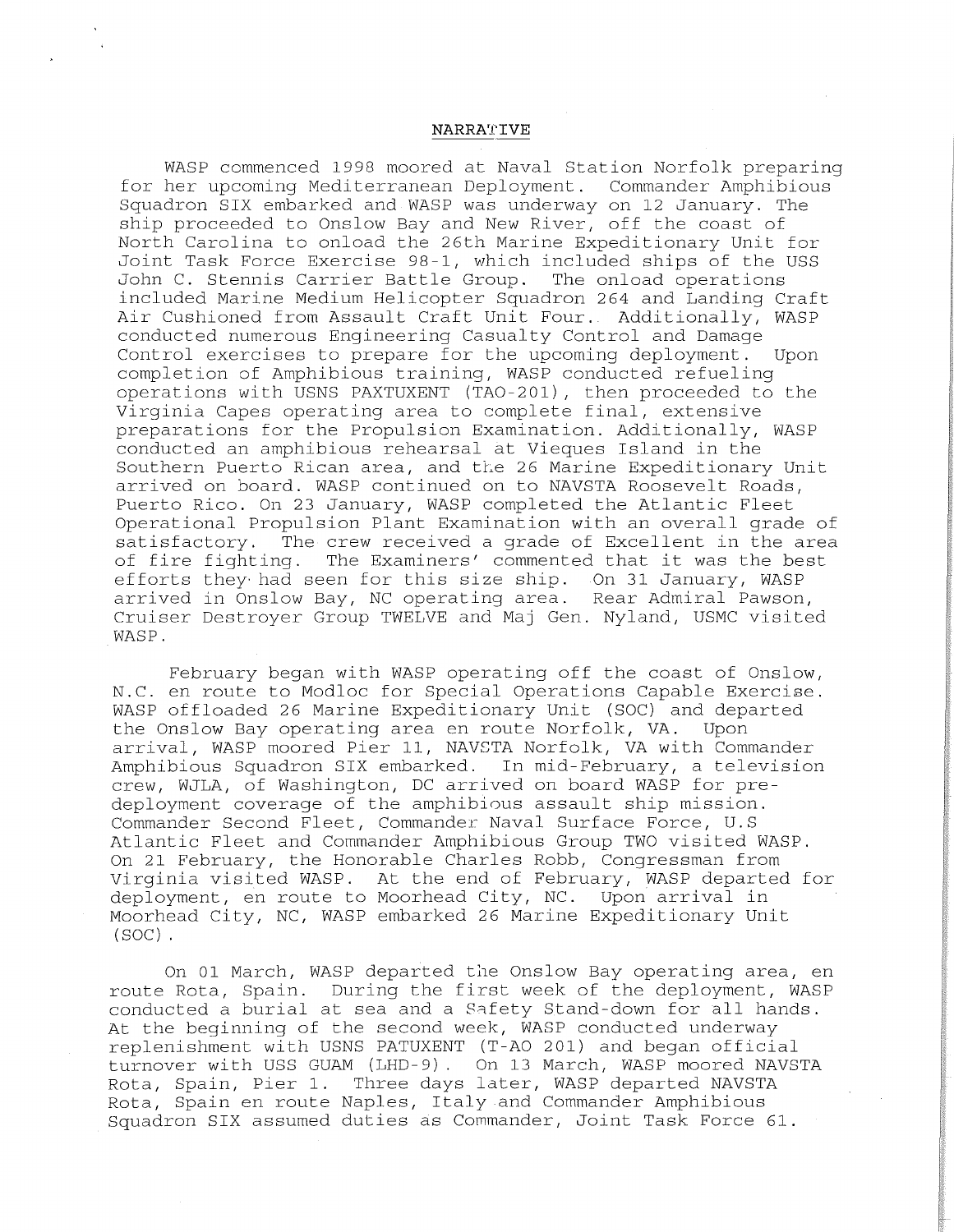## NARRATIVE

WASP commenced 1998 moored at Naval Station Norfolk preparing for her upcoming Mediterranean Deployment. Commander Amphibious Squadron SIX embarked and WASP was underway on 12 January. The ship proceeded to Onslow Bay and New River, off the coast of North Carolina to onload the 26th Marine Expeditionary Unit for Joint Task Force Exercise 98-1, which included ships of the USS John C. Stennis Carrier Battle Group. The onload operations included Marine Medium Helicopter Squadron 264 and Landing Craft Air Cushioned from Assault Craft Unit Four. Additionally, WASP conducted numerous Engineering Casualty Control and Damage Control exercises to prepare for the upcoming deployment. Upon completion of Amphibious training, WASP conducted refueling operations with USNS PAXTUXENT (TAO-201), then proceeded to the Virginia Capes operating area to complete final, extensive preparations for the Propulsion Examination. Additionally, WASP conducted an amphibious rehearsal at Vieques Island in the Southern Puerto Rican area, and the 26 Marine Expeditionary Unit arrived on board. WASP continued on to NAVSTA Roosevelt Roads, Puerto Rico. On 23 January, WASP completed the Atlantic Fleet Operational Propulsion Plant Examination with an overall grade of satisfactory. The crew received a grade of Excellent in the area of fire fighting. The Examiners' commented that it was the best efforts they had seen for this size ship. On 31 January, WASP arrived in Onslow Bay, NC operating area. Rear Admiral Pawson, Cruiser Destroyer Group TWELVE and Maj Gen. Nyland, USMC visited WASP.

February began with WASP operating off the coast of Onslow, N.C. en route to Modloc for Special Operations Capable Exercise. WASP offloaded 26 Marine Expeditionary Unit (SOC) and departed the Onslow Bay operating area en route Norfolk, VA. Upon arrival, WASP moored Pier 11, NAVSTA Norfolk, VA with Commander Amphibious Squadron SIX embarked. In mid-February, a television crew, WJLA, of Washington, DC arrived on board WASP for pre-deployment coverage of the amphibious assault ship mission. Commander Second Fleet, Commander Naval Surface Force, U.S Atlantic Fleet and Commander Amphibious Group TWO visited WASP. On 21 February, the Honorable Charles Robb, Congressman from Virginia visited WASP. At the end of February, WASP departed for deployment, en route to Moorhead City, NC. Upon arrival in Moorhead City, NC, WASP embarked 26 Marine Expeditionary Unit (SOC).

On 01 March, WASP departed the Onslow Bay operating area, en route Rota, Spain. During the first week of the deployment, WASP conducted a burial at sea and a Safety Stand-down for all hands. At the beginning of the second week, WASP conducted underway replenishment with USNS PATUXENT (T-AO 201) and began official turnover with USS GUAM (LHD-9). On 13 March, WASP moored NAVSTA Rota, Spain, Pier 1. Three days later, WASP departed NAVSTA Rota, Spain en route Naples, Italy and Commander Amphibious Squadron SIX assumed duties as Commander, Joint Task Force 61.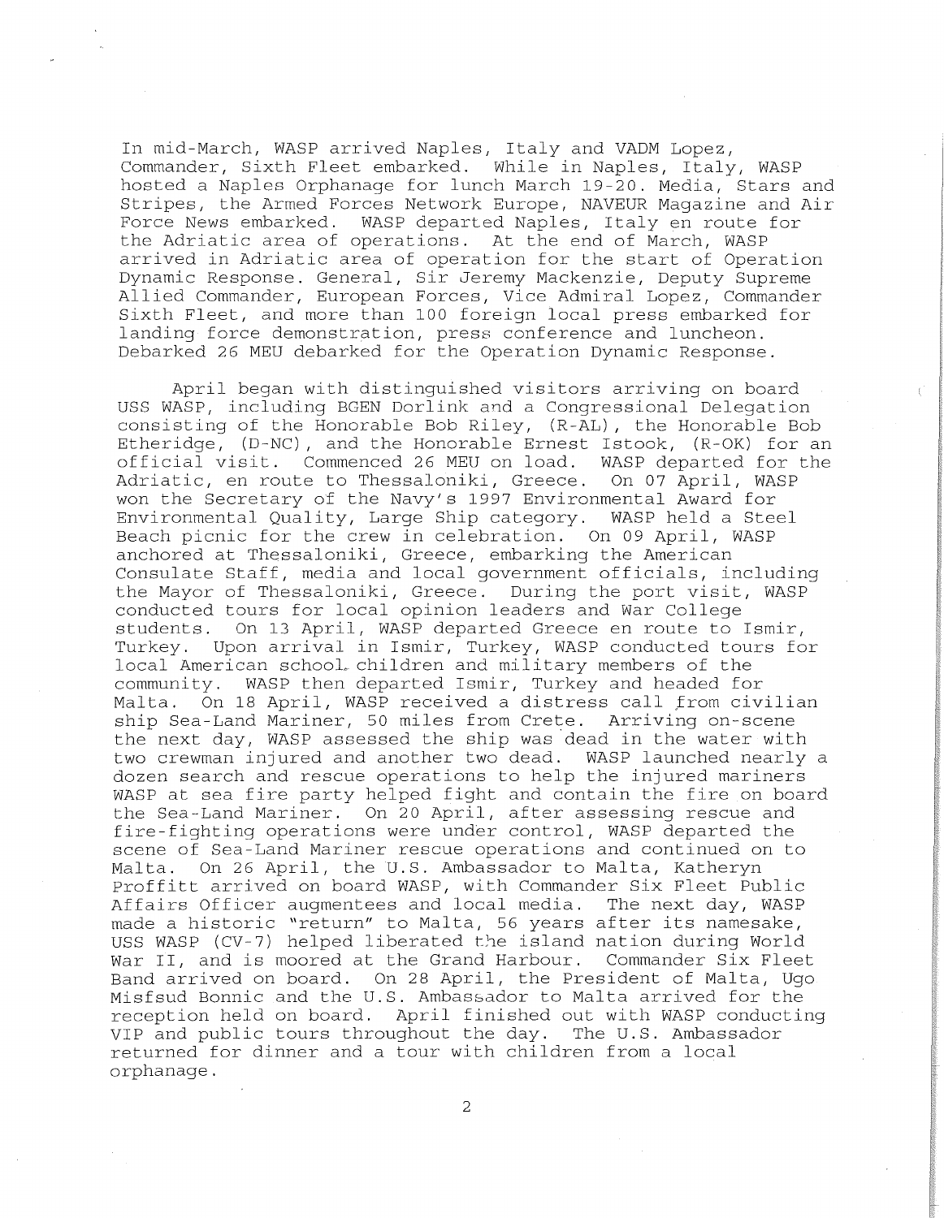In mid-March, WASP arrived Naples, Italy and VADM Lopez, Commander, Sixth Fleet embarked. While in Naples, Italy, WASP hosted a Naples Orphanage for lunch March 19-20. Media, Stars and Stripes, the Armed Forces Network Europe, NAVEUR Magazine and Air Force News embarked. WASP departed Naples, Italy en route for the Adriatic area of operations. At the end of March, WASP arrived in Adriatic area of operation for the start of Operation Dynamic Response. General, Sir Jeremy Mackenzie, Deputy Supreme Allied Commander, European Forces, Vice Admiral Lopez, Commander Sixth Fleet, and more than 100 foreign local press embarked for landing force demonstration, press conference and luncheon. Debarked 26 MEU debarked for the Operation Dynamic Response.

April began with distinguished visitors arriving on board USS WASP, including BGEN Dorlink and a Congressional Delegation consisting of the Honorable Bob Riley, (R-AL), the Honorable Bob Etheridge, (D-NC), and the Honorable Ernest Istook, (R-OK) for an official visit. Commenced 26 MEU on load. WASP departed for the Adriatic, en route to Thessaloniki, Greece. On 07 April, WASP won the Secretary of the Navy's 1997 Environmental Award for Environmental Quality, Large Ship category. WASP held a Steel Beach picnic for the crew in celebration. On 09 April, WASP anchored at Thessaloniki, Greece, embarking the American Consulate Staff, media and local government officials, including the Mayor of Thessaloniki, Greece. During the port visit, WASP conducted tours for local opinion leaders and War College students. On 13 April, WASP departed Greece en route to Ismir, Turkey. Upon arrival in Ismir, Turkey, WASP conducted tours for local American school children and military members of the community. WASP then departed Ismir, Turkey and headed for Malta. On 18 April, WASP received a distress call from civilian ship Sea-Land Mariner, 50 miles from Crete. Arriving on-scene the next day, WASP assessed the ship was dead in the water with two crewman injured and another two dead. WASP launched nearly a dozen search and rescue operations to help the injured mariners WASP at sea fire party helped fight and contain the fire on board the Sea-Land Mariner. On 20 April, after assessing rescue and fire-fighting operations were under control, WASP departed the scene of Sea-Land Mariner rescue operations and continued on to Malta. On 26 April, the U.S. Ambassador to Malta, Katheryn Proffitt arrived on board WASP, with Commander Six Fleet Public Affairs Officer augmentees and local media. The next day, WASP made a historic "return" to Malta, 56 years after its namesake, USS WASP (CV-7) helped liberated the island nation during World War II, and is moored at the Grand Harbour. Commander Six Fleet Band arrived on board. On 28 April, the President of Malta, Ugo Misfsud Bonnic and the U.S. Ambassador to Malta arrived for the reception held on board. April finished out with WASP conducting VIP and public tours throughout the day. The U.S. Ambassador returned for dinner and a tour with children from a local orphanage.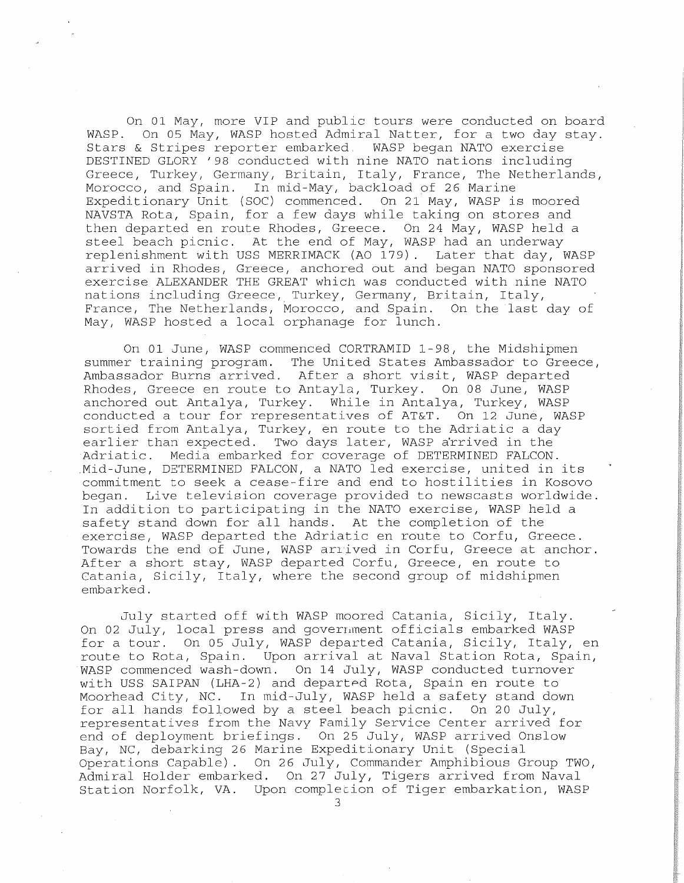On 01 May, more VIP and public tours were conducted on board WASP. On 05 May, WASP hosted Admiral Natter, for a two day stay. Stars & Stripes reporter embarked. WASP began NATO exercise DESTINED GLORY '98 conducted with nine NATO nations including Greece, Turkey, Germany, Britain, Italy, France, The Netherlands, Morocco, and Spain. In mid-May, backload of 26 Marine Expeditionary Unit (SOC) commenced. On 21 May, WASP is moored NAVSTA Rota, Spain, for a few days while taking on stores and then departed en route Rhodes, Greece. On 24 May, WASP held a steel beach picnic. At the end of May, WASP had an underway replenishment with USS MERRIMACK (AO 179). Later that day, WASP arrived in Rhodes, Greece, anchored out and began NATO sponsored exercise ALEXANDER THE GREAT which was conducted with nine NATO nations including Greece, Turkey, Germany, Britain, Italy, France, The Netherlands, Morocco, and Spain. On the last day of May, WASP hosted a local orphanage for lunch.

On 01 June, WASP commenced CORTRAMID 1-98, the Midshipmen summer training program. The United States Ambassador to Greece, Ambassador Burns arrived. After a short visit, WASP departed Rhodes, Greece en route to Antayla, Turkey. On 08 June, WASP anchored out Antalya, Turkey. While in Antalya, Turkey, WASP conducted a tour for representatives of AT&T. On 12 June, WASP sortied from Antalya, Turkey, en route to the Adriatic a day earlier than expected. Two days later, WASP arrived in the Adriatic. Media embarked for coverage of DETERMINED FALCON. Mid-June, DETERMINED FALCON, a NATO led exercise, united in its commitment to seek a cease-fire and end to hostilities in Kosovo began. Live television coverage provided to newscasts worldwide. In addition to participating in the NATO exercise, WASP held a safety stand down for all hands. At the completion of the exercise, WASP departed the Adriatic en route to Corfu, Greece. Towards the end of June, WASP arrived in Corfu, Greece at anchor. After a short stay, WASP departed Corfu, Greece, en route to Catania, Sicily, Italy, where the second group of midshipmen embarked.

July started off with WASP moored Catania, Sicily, Italy. On 02 July, local press and government officials embarked WASP for a tour. On 05 July, WASP departed Catania, Sicily, Italy, en route to Rota, Spain. Upon arrival at Naval Station Rota, Spain, WASP commenced wash-down. On 14 July, WASP conducted turnover with USS SAIPAN (LHA-2) and departed Rota, Spain en route to Moorhead City, NC. In mid-July, WASP held a safety stand down for all hands followed by a steel beach picnic. On 20 July, representatives from the Navy Family Service Center arrived for end of deployment briefings. On 25 July, WASP arrived Onslow Bay, NC, debarking 26 Marine Expeditionary Unit (Special Operations Capable). On 26 July, Commander Amphibious Group TWO, Admiral Holder embarked. On 27 July, Tigers arrived from Naval Station Norfolk, VA. Upon completion of Tiger embarkation, WASP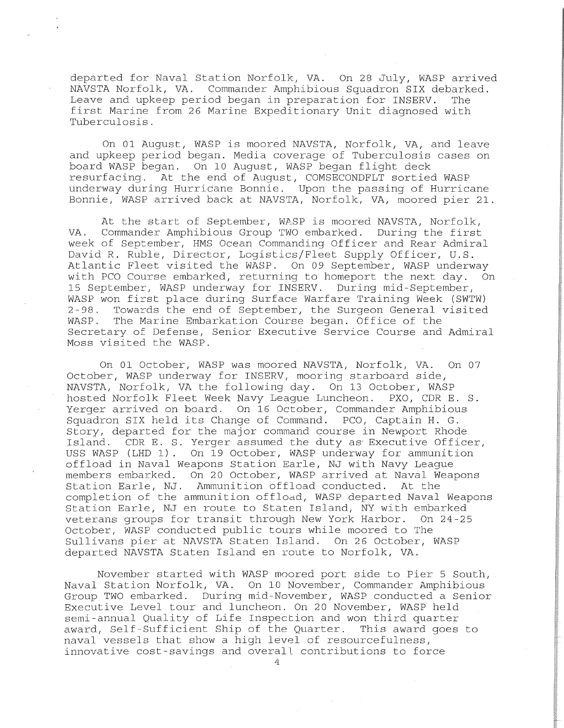departed for Naval Station Norfolk, VA. On 28 July, WASP arrived NAVSTA Norfolk, VA. Commander Amphibious Squadron SIX debarked. Leave and upkeep period began in preparation for INSERV. The first Marine from 26 Marine Expeditionary Unit diagnosed with Tuberculosis.

On 01 August, WASP is moored NAVSTA, Norfolk, VA, and leave and upkeep period began. Media coverage of Tuberculosis cases on board WASP began. On 10 August, WASP began flight deck resurfacing. At the end of August, COMSECONDFLT sortied WASP underway during Hurricane Bonnie. Upon the passing of Hurricane Bonnie, WASP arrived back at NAVSTA, Norfolk, VA, moored pier 21.

At the start of September, WASP is moored NAVSTA, Norfolk, VA. Commander Amphibious Group TWO embarked. During the first week of September, HMS Ocean Commanding Officer and Rear Admiral David R. Ruble, Director, Logistics/Fleet Supply Officer, U.S. Atlantic Fleet visited the WASP. On 09 September, WASP underway with PCO Course embarked, returning to homeport the next day. On 15 September, WASP underway for INSERV. During mid-September, WASP won first place during Surface Warfare Training Week (SWTW) 2-98. Towards the end of September, the Surgeon General visited WASP. The Marine Embarkation Course began. Office of the Secretary of Defense, Senior Executive Service Course and Admiral Moss visited the WASP.

On 01 October, WASP was moored NAVSTA, Norfolk, VA. On 07 October, WASP underway for INSERV, mooring starboard side, NAVSTA, Norfolk, VA the following day. On 13 October, WASP hosted Norfolk Fleet Week Navy League Luncheon. PXO, CDR E. S. Yerger arrived on board. On 16 October, Commander Amphibious Squadron SIX held its Change of Command. PCO, Captain H. G. Story, departed for the major command course in Newport Rhode Island. CDR E. S. Yerger assumed the duty as Executive Officer, USS WASP (LHD 1). On 19 October, WASP underway for ammunition offload in Naval Weapons Station Earle, NJ with Navy League members embarked. On 20 October, WASP arrived at Naval Weapons Station Earle, NJ. Ammunition offload conducted. At the completion of the ammunition offload, WASP departed Naval Weapons Station Earle, NJ en route to Staten Island, NY with embarked veterans groups for transit through New York Harbor. On 24-25 October, WASP conducted public tours while moored to The Sullivans pier at NAVSTA Staten Island. On 26 October, WASP departed NAVSTA Staten Island en route to Norfolk, VA.

November started with WASP moored port side to Pier 5 South, Naval Station Norfolk, VA. On 10 November, Commander Amphibious Group TWO embarked. During mid-November, WASP conducted a Senior Executive Level tour and luncheon. On 20 November, WASP held semi-annual Quality of Life Inspection and won third quarter award, Self-Sufficient Ship of the Quarter. This award goes to naval vessels that show a high level of resourcefulness, innovative cost-savings and overall contributions to force